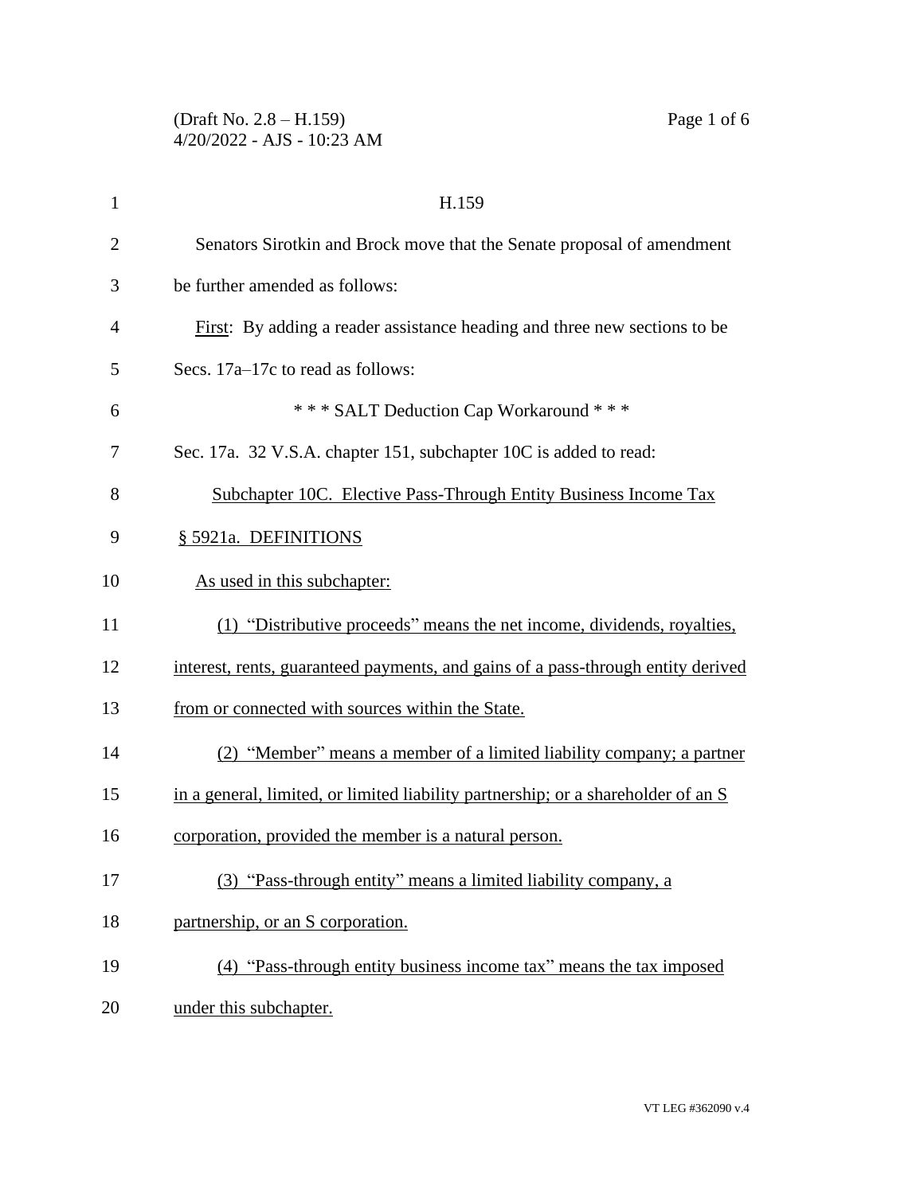H.159

Senators Sirotkin and Brock move that the Senate proposal of amendment be further amended as follows:

First: By adding a reader assistance heading and three new sections to be Secs. 17a–17c to read as follows:

*** SALT Deduction Cap Workaround ***

Sec. 17a. 32 V.S.A. chapter 151, subchapter 10C is added to read:

Subchapter 10C. Elective Pass-Through Entity Business Income Tax

§ 5921a. DEFINITIONS

As used in this subchapter:

(1) "Distributive proceeds" means the net income, dividends, royalties, interest, rents, guaranteed payments, and gains of a pass-through entity derived from or connected with sources within the State.

(2) "Member" means a member of a limited liability company; a partner in a general, limited, or limited liability partnership; or a shareholder of an S corporation, provided the member is a natural person.

(3) "Pass-through entity" means a limited liability company, a partnership, or an S corporation.

(4) "Pass-through entity business income tax" means the tax imposed under this subchapter.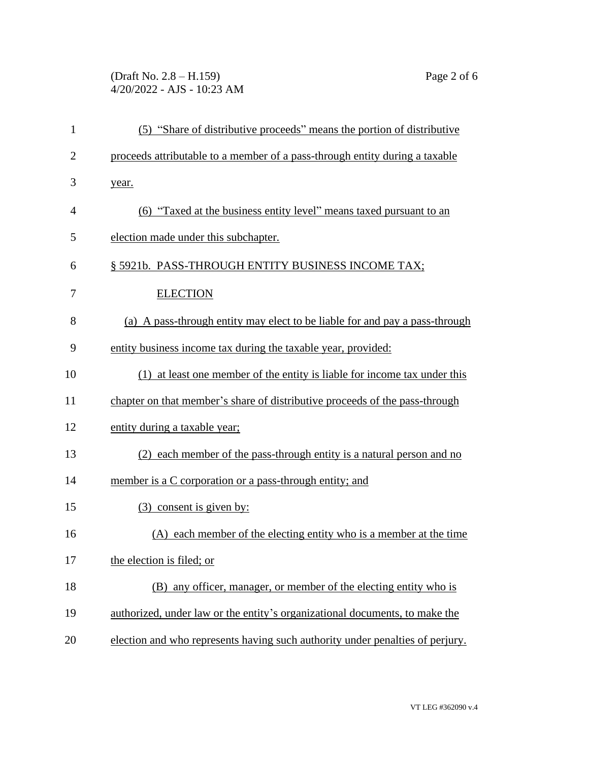(5) "Share of distributive proceeds" means the portion of distributive proceeds attributable to a member of a pass-through entity during a taxable year.

(6) "Taxed at the business entity level" means taxed pursuant to an election made under this subchapter.

§ 5921b. PASS-THROUGH ENTITY BUSINESS INCOME TAX; ELECTION

(a) A pass-through entity may elect to be liable for and pay a pass-through entity business income tax during the taxable year, provided:

(1) at least one member of the entity is liable for income tax under this chapter on that member's share of distributive proceeds of the pass-through entity during a taxable year;

(2) each member of the pass-through entity is a natural person and no member is a C corporation or a pass-through entity; and

(3) consent is given by:

(A) each member of the electing entity who is a member at the time the election is filed; or

(B) any officer, manager, or member of the electing entity who is authorized, under law or the entity's organizational documents, to make the election and who represents having such authority under penalties of perjury.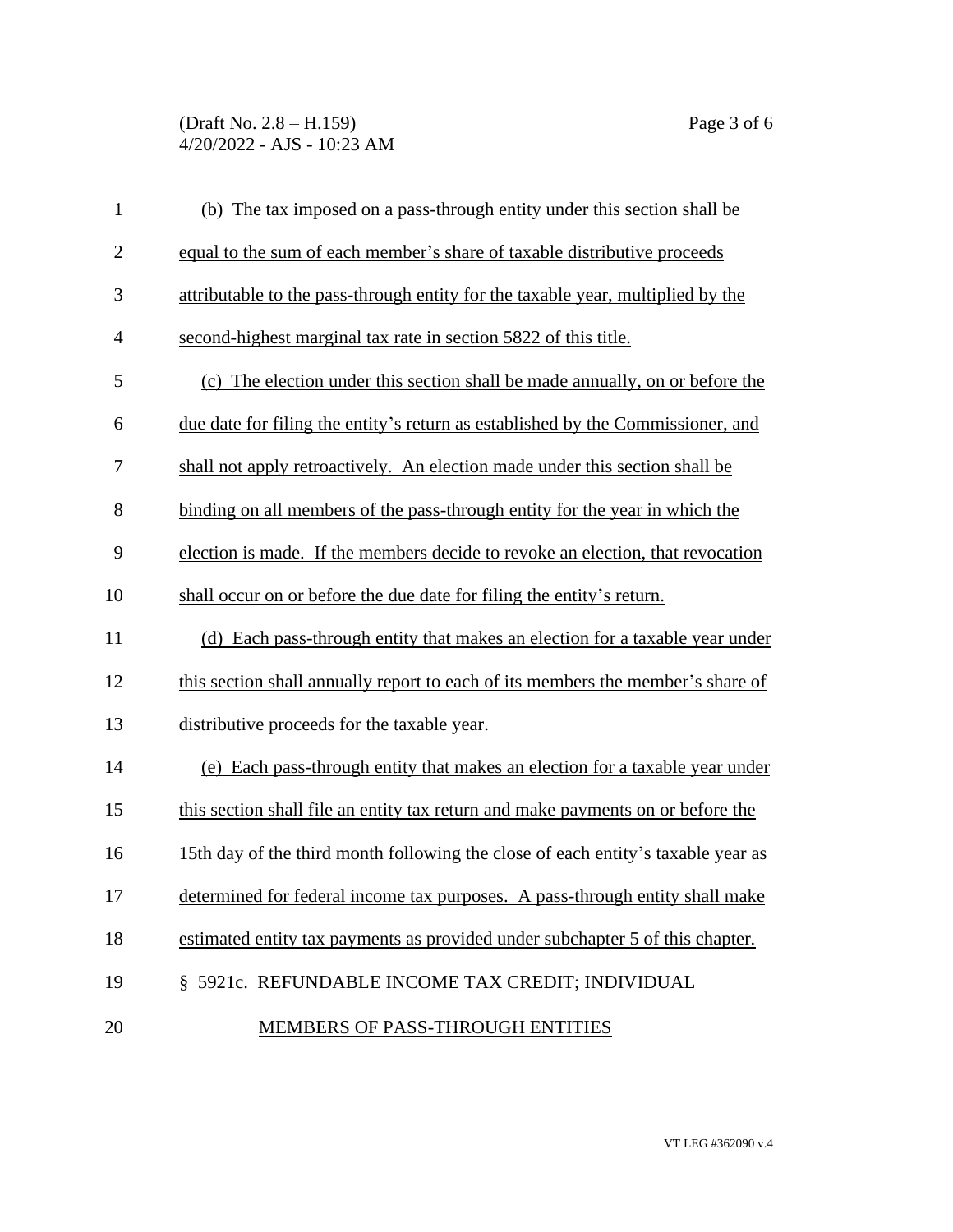(b) The tax imposed on a pass-through entity under this section shall be equal to the sum of each member's share of taxable distributive proceeds attributable to the pass-through entity for the taxable year, multiplied by the second-highest marginal tax rate in section 5822 of this title.

(c) The election under this section shall be made annually, on or before the due date for filing the entity's return as established by the Commissioner, and shall not apply retroactively. An election made under this section shall be binding on all members of the pass-through entity for the year in which the election is made. If the members decide to revoke an election, that revocation shall occur on or before the due date for filing the entity's return.

(d) Each pass-through entity that makes an election for a taxable year under this section shall annually report to each of its members the member's share of distributive proceeds for the taxable year.

(e) Each pass-through entity that makes an election for a taxable year under this section shall file an entity tax return and make payments on or before the 15th day of the third month following the close of each entity's taxable year as determined for federal income tax purposes. A pass-through entity shall make estimated entity tax payments as provided under subchapter 5 of this chapter.

§ 5921c. REFUNDABLE INCOME TAX CREDIT; INDIVIDUAL MEMBERS OF PASS-THROUGH ENTITIES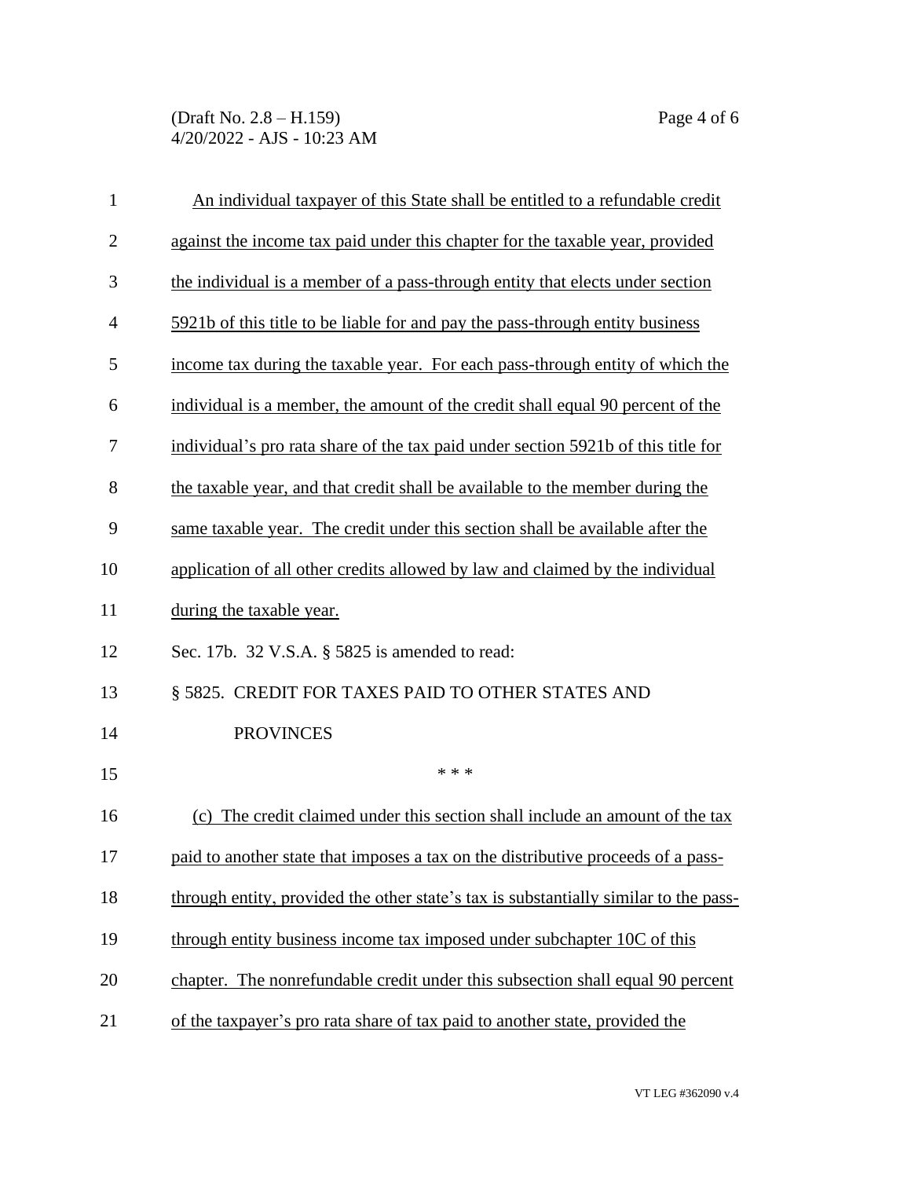An individual taxpayer of this State shall be entitled to a refundable credit against the income tax paid under this chapter for the taxable year, provided the individual is a member of a pass-through entity that elects under section 5921b of this title to be liable for and pay the pass-through entity business income tax during the taxable year. For each pass-through entity of which the individual is a member, the amount of the credit shall equal 90 percent of the individual's pro rata share of the tax paid under section 5921b of this title for the taxable year, and that credit shall be available to the member during the same taxable year. The credit under this section shall be available after the application of all other credits allowed by law and claimed by the individual during the taxable year.

Sec. 17b. 32 V.S.A. § 5825 is amended to read:

§ 5825. CREDIT FOR TAXES PAID TO OTHER STATES AND PROVINCES

\* \* \*

(c) The credit claimed under this section shall include an amount of the tax paid to another state that imposes a tax on the distributive proceeds of a pass-through entity, provided the other state's tax is substantially similar to the pass-through entity business income tax imposed under subchapter 10C of this chapter. The nonrefundable credit under this subsection shall equal 90 percent of the taxpayer's pro rata share of tax paid to another state, provided the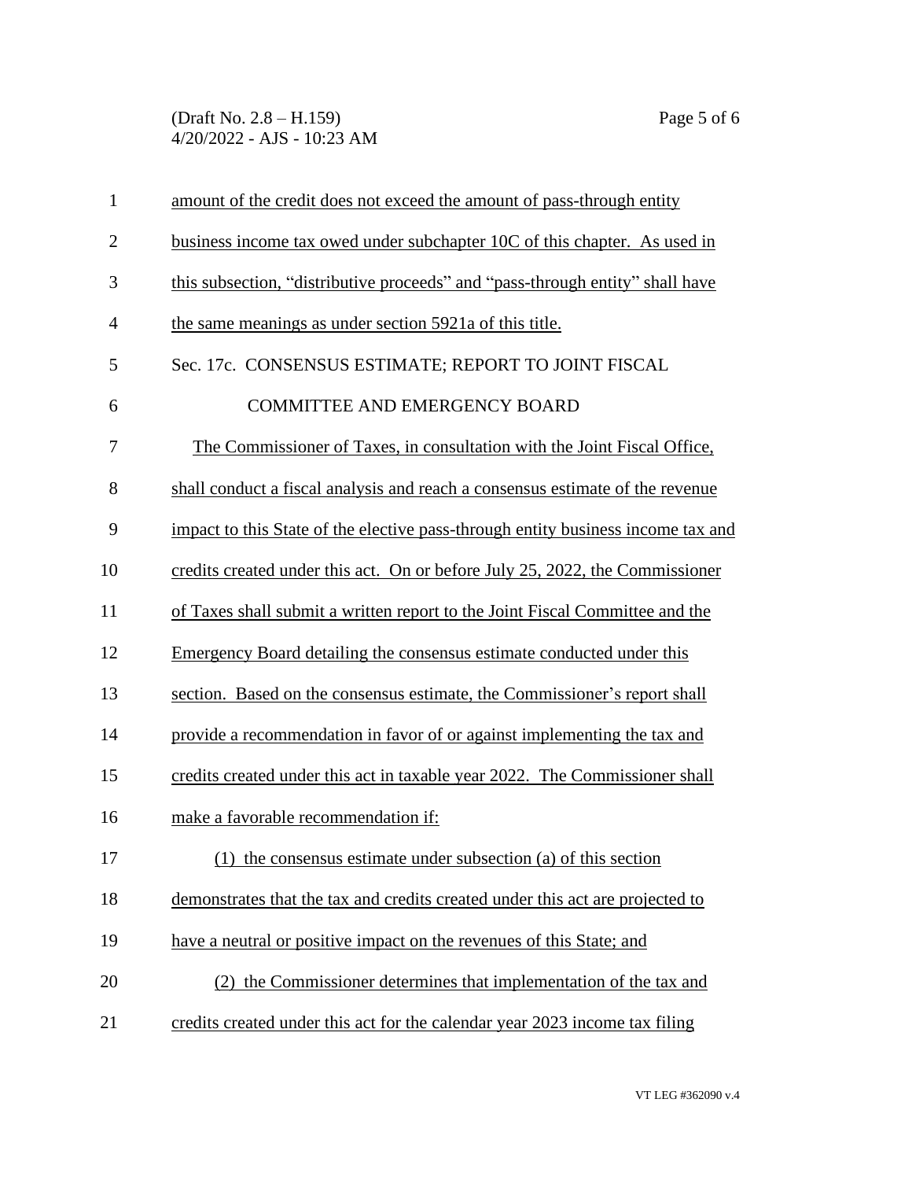amount of the credit does not exceed the amount of pass-through entity business income tax owed under subchapter 10C of this chapter. As used in this subsection, "distributive proceeds" and "pass-through entity" shall have the same meanings as under section 5921a of this title.

Sec. 17c. CONSENSUS ESTIMATE; REPORT TO JOINT FISCAL COMMITTEE AND EMERGENCY BOARD

The Commissioner of Taxes, in consultation with the Joint Fiscal Office, shall conduct a fiscal analysis and reach a consensus estimate of the revenue impact to this State of the elective pass-through entity business income tax and credits created under this act. On or before July 25, 2022, the Commissioner of Taxes shall submit a written report to the Joint Fiscal Committee and the Emergency Board detailing the consensus estimate conducted under this section. Based on the consensus estimate, the Commissioner's report shall provide a recommendation in favor of or against implementing the tax and credits created under this act in taxable year 2022. The Commissioner shall make a favorable recommendation if:

(1) the consensus estimate under subsection (a) of this section demonstrates that the tax and credits created under this act are projected to have a neutral or positive impact on the revenues of this State; and

(2) the Commissioner determines that implementation of the tax and credits created under this act for the calendar year 2023 income tax filing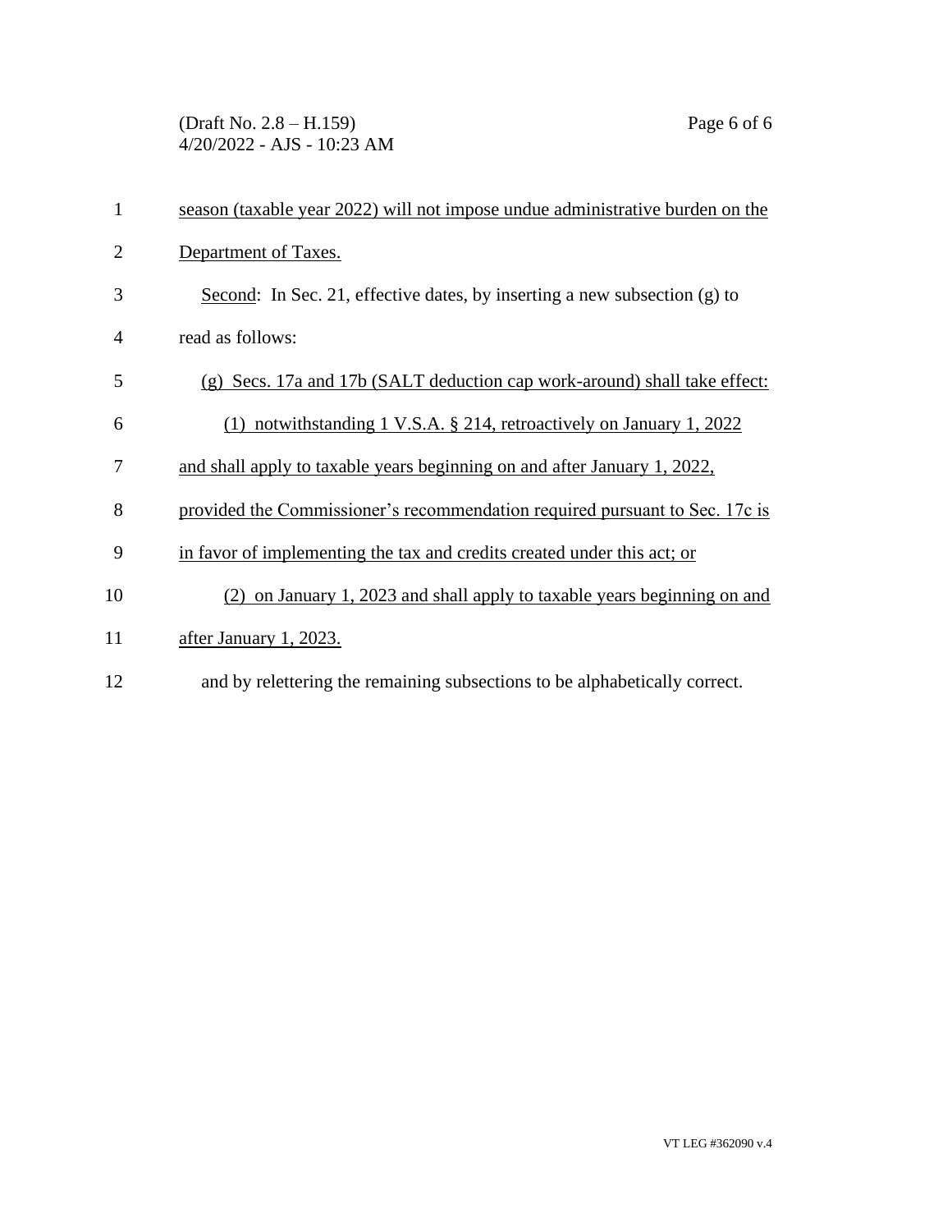season (taxable year 2022) will not impose undue administrative burden on the Department of Taxes.

Second: In Sec. 21, effective dates, by inserting a new subsection (g) to read as follows:

(g) Secs. 17a and 17b (SALT deduction cap work-around) shall take effect:

(1) notwithstanding 1 V.S.A. § 214, retroactively on January 1, 2022 and shall apply to taxable years beginning on and after January 1, 2022, provided the Commissioner's recommendation required pursuant to Sec. 17c is in favor of implementing the tax and credits created under this act; or

(2) on January 1, 2023 and shall apply to taxable years beginning on and after January 1, 2023.

and by relettering the remaining subsections to be alphabetically correct.